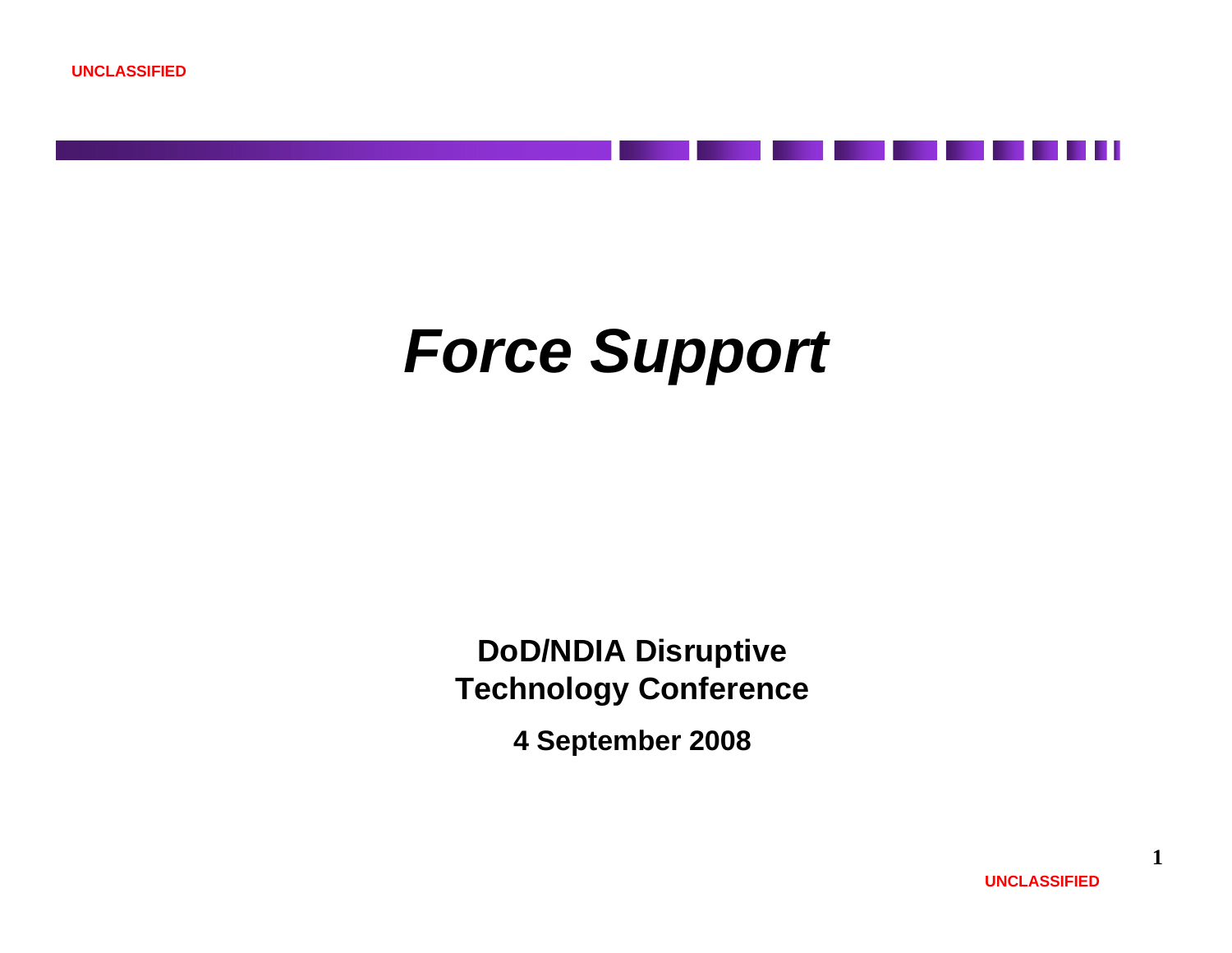# *Force Support*

**DoD/NDIA Disruptive Technology Conference**

**4 September 2008**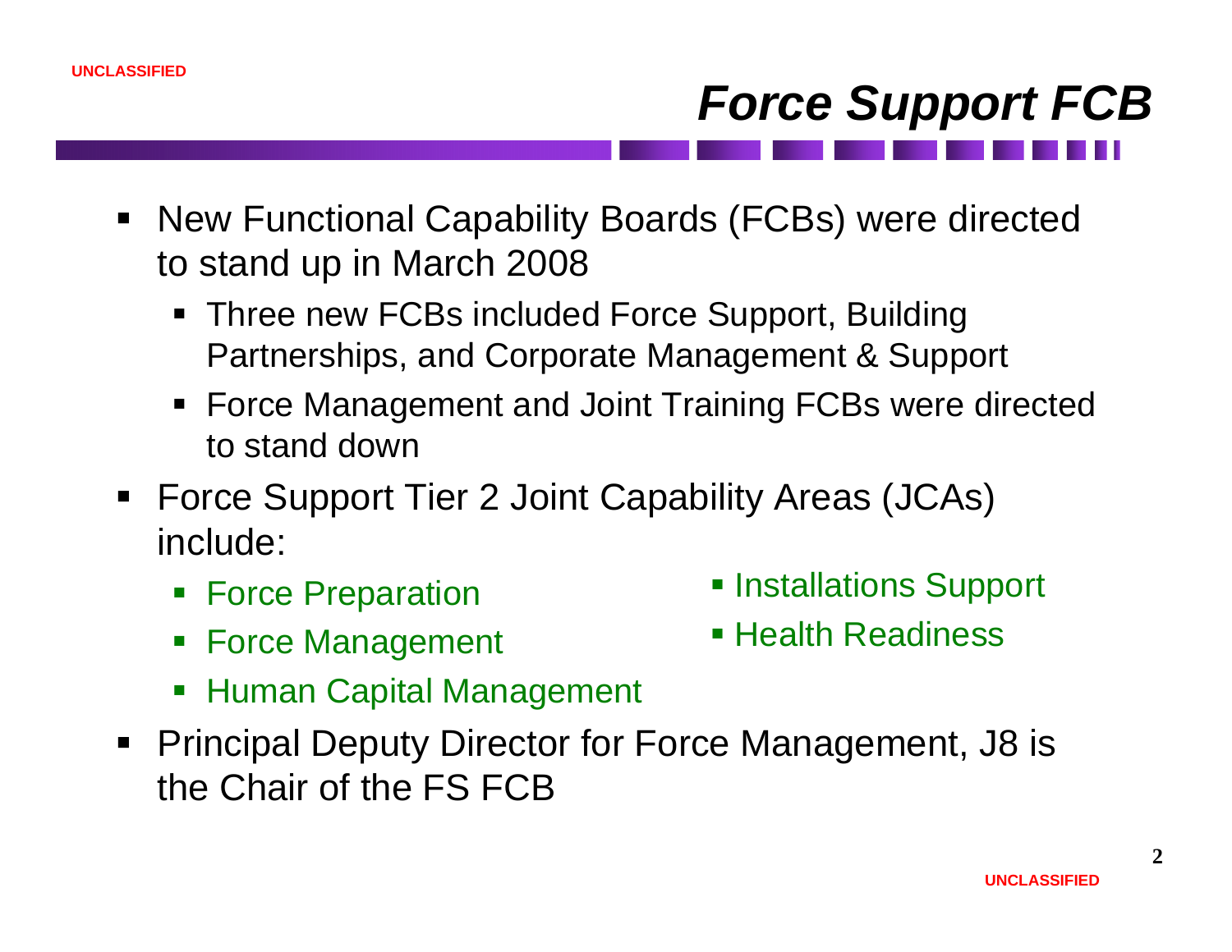# Force Support FCB

- New Functional Capability Boards (FCBs) were directed to stand up in March 2008
  - Three new FCBs included Force Support, Building Partnerships, and Corporate Management & Support
  - Force Management and Joint Training FCBs were directed to stand down
- Force Support Tier 2 Joint Capability Areas (JCAs) include:
  - Force Preparation
  - Force Management
  - Human Capital Management
  - Installations Support
  - Health Readiness
- Principal Deputy Director for Force Management, J8 is the Chair of the FS FCB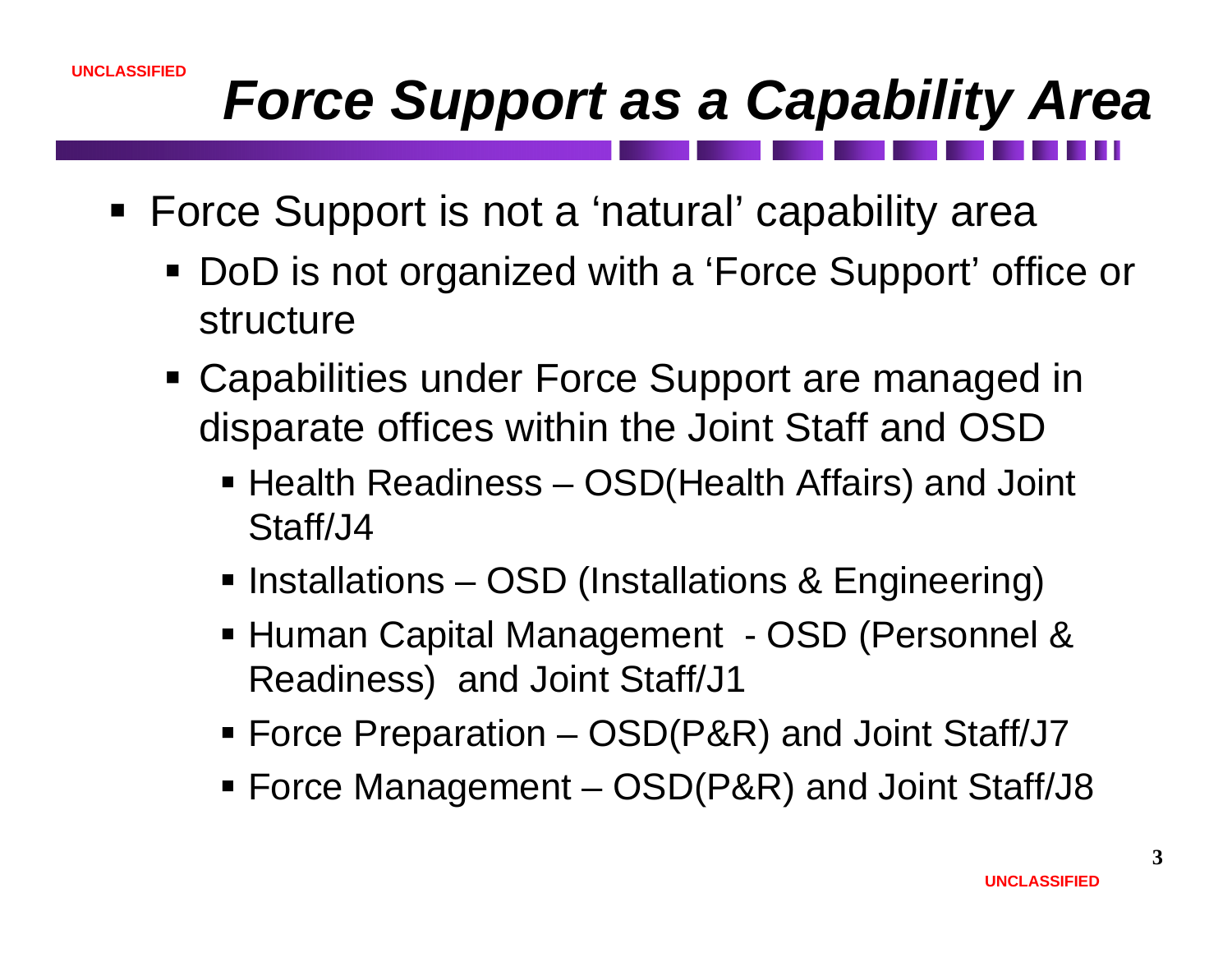# *Force Support as a Capability Area*

- Force Support is not a ‘natural’ capability area
  - DoD is not organized with a ‘Force Support’ office or structure
  - Capabilities under Force Support are managed in disparate offices within the Joint Staff and OSD
    - Health Readiness – OSD(Health Affairs) and Joint Staff/J4
    - Installations – OSD (Installations & Engineering)
    - Human Capital Management - OSD (Personnel & Readiness) and Joint Staff/J1
    - Force Preparation – OSD(P&R) and Joint Staff/J7
    - Force Management – OSD(P&R) and Joint Staff/J8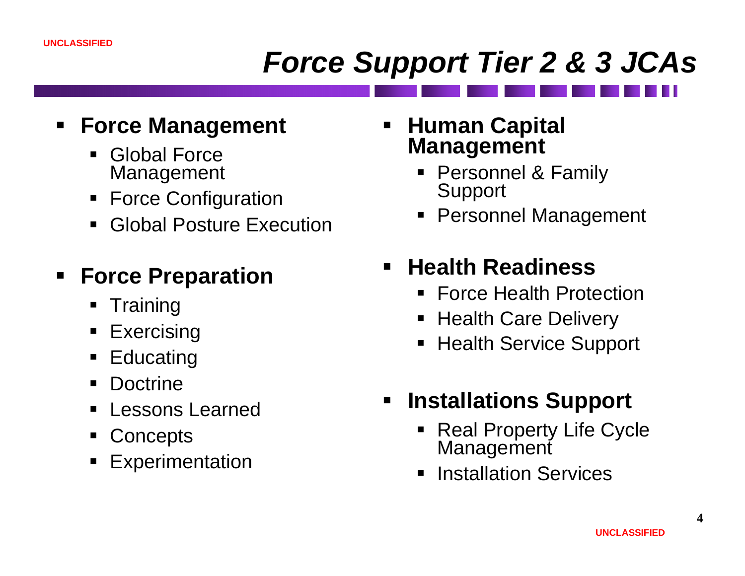# *Force Support Tier 2 & 3 JCAs*

- **Force Management**
  - Global Force Management
  - Force Configuration
  - Global Posture Execution
- **Force Preparation**
  - Training
  - Exercising
  - Educating
  - Doctrine
  - Lessons Learned
  - Concepts
  - Experimentation
- **Human Capital Management**
  - Personnel & Family Support
  - Personnel Management
- **Health Readiness**
  - Force Health Protection
  - Health Care Delivery
  - Health Service Support
- **Installations Support**
  - Real Property Life Cycle Management
  - Installation Services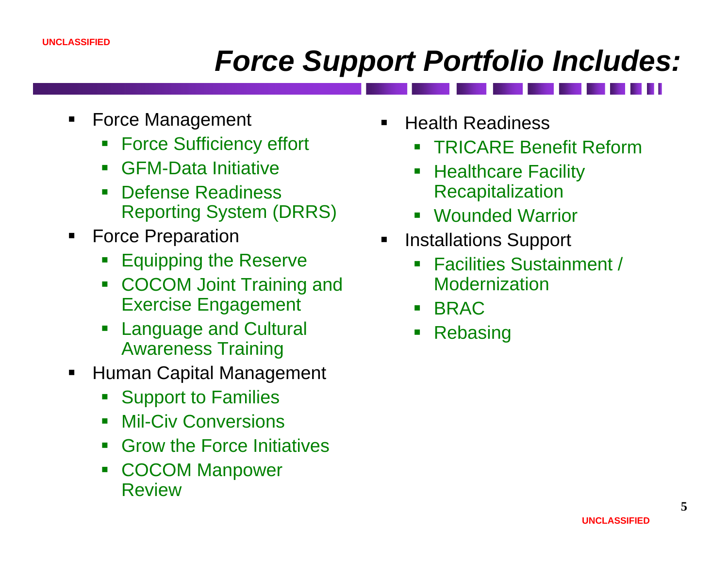# Force Support Portfolio Includes:

- Force Management
  - Force Sufficiency effort
  - GFM-Data Initiative
  - Defense Readiness Reporting System (DRRS)
- Force Preparation
  - Equipping the Reserve
  - COCOM Joint Training and Exercise Engagement
  - Language and Cultural Awareness Training
- Human Capital Management
  - Support to Families
  - Mil-Civ Conversions
  - Grow the Force Initiatives
  - COCOM Manpower Review
- Health Readiness
  - TRICARE Benefit Reform
  - Healthcare Facility Recapitalization
  - Wounded Warrior
- Installations Support
  - Facilities Sustainment / Modernization
  - BRAC
  - Rebasing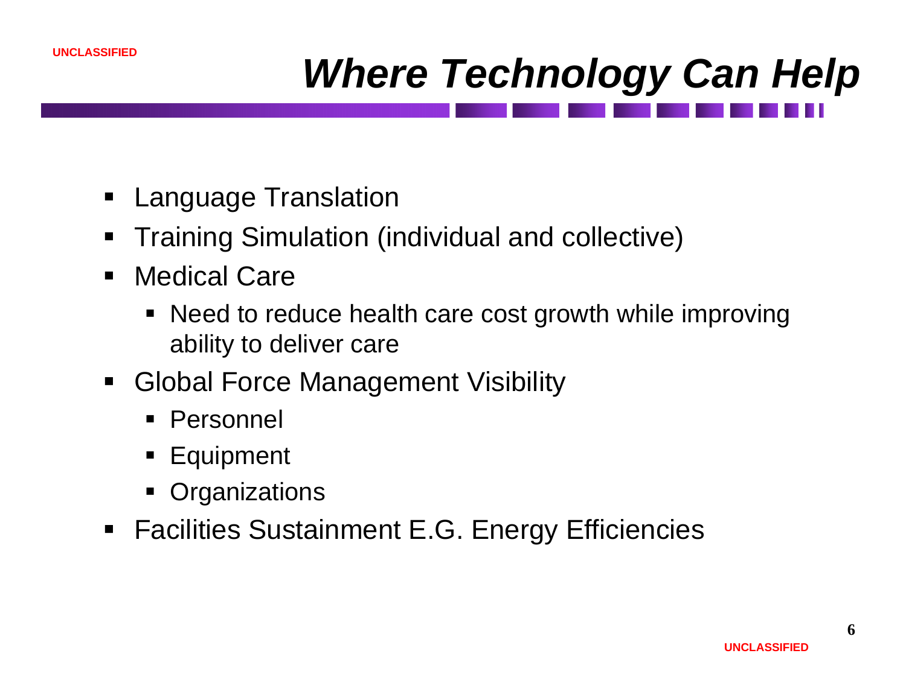# *Where Technology Can Help*

- Language Translation
- Training Simulation (individual and collective)
- Medical Care
  - Need to reduce health care cost growth while improving ability to deliver care
- Global Force Management Visibility
  - Personnel
  - Equipment
  - Organizations
- Facilities Sustainment E.G. Energy Efficiencies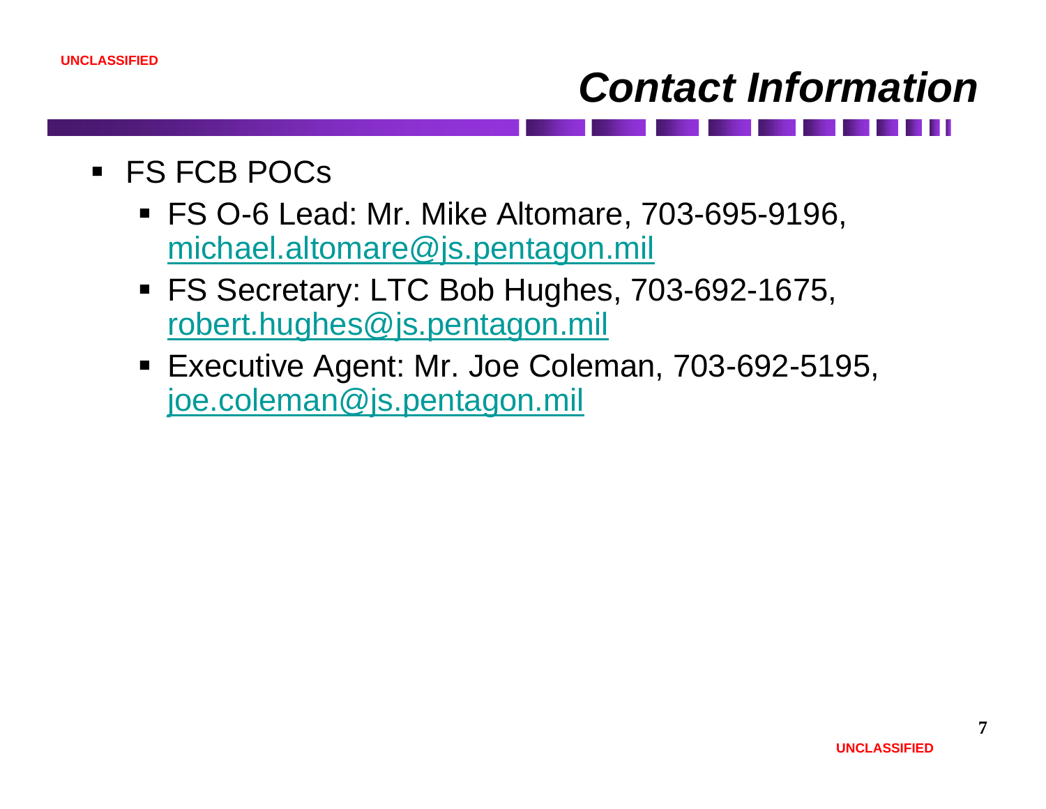# Contact Information

- FS FCB POCs
  - FS O-6 Lead: Mr. Mike Altomare, 703-695-9196, michael.altomare@js.pentagon.mil
  - FS Secretary: LTC Bob Hughes, 703-692-1675, robert.hughes@js.pentagon.mil
  - Executive Agent: Mr. Joe Coleman, 703-692-5195, joe.coleman@js.pentagon.mil